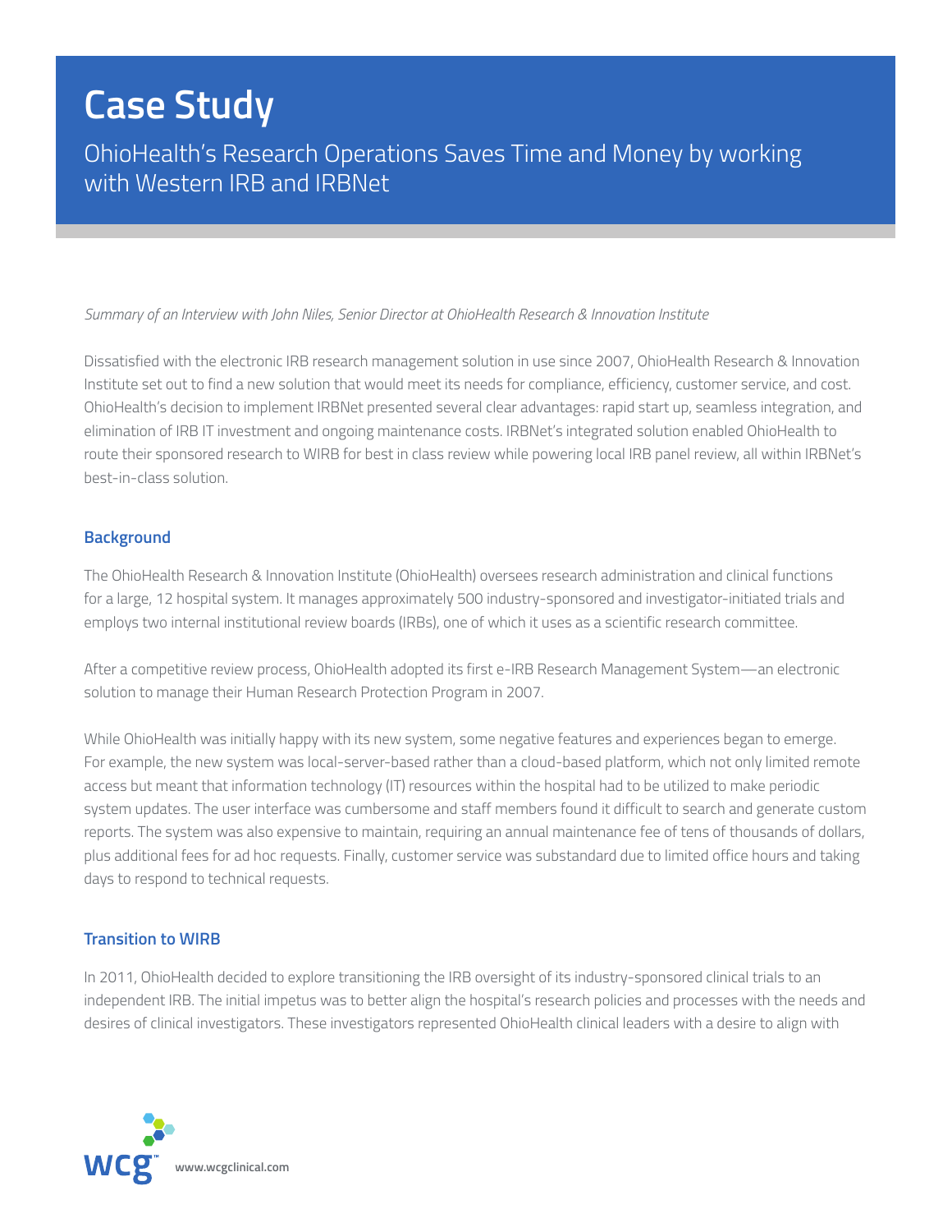# Case Study

## OhioHealth's Research Operations Saves Time and Money by working with Western IRB and IRBNet

*Summary of an Interview with John Niles, Senior Director at OhioHealth Research & Innovation Institute*

Dissatisfied with the electronic IRB research management solution in use since 2007, OhioHealth Research & Innovation Institute set out to find a new solution that would meet its needs for compliance, efficiency, customer service, and cost. OhioHealth's decision to implement IRBNet presented several clear advantages: rapid start up, seamless integration, and elimination of IRB IT investment and ongoing maintenance costs. IRBNet's integrated solution enabled OhioHealth to route their sponsored research to WIRB for best in class review while powering local IRB panel review, all within IRBNet's best-in-class solution.

### Background

The OhioHealth Research & Innovation Institute (OhioHealth) oversees research administration and clinical functions for a large, 12 hospital system. It manages approximately 500 industry-sponsored and investigator-initiated trials and employs two internal institutional review boards (IRBs), one of which it uses as a scientific research committee.

After a competitive review process, OhioHealth adopted its first e-IRB Research Management System—an electronic solution to manage their Human Research Protection Program in 2007.

While OhioHealth was initially happy with its new system, some negative features and experiences began to emerge. For example, the new system was local-server-based rather than a cloud-based platform, which not only limited remote access but meant that information technology (IT) resources within the hospital had to be utilized to make periodic system updates. The user interface was cumbersome and staff members found it difficult to search and generate custom reports. The system was also expensive to maintain, requiring an annual maintenance fee of tens of thousands of dollars, plus additional fees for ad hoc requests. Finally, customer service was substandard due to limited office hours and taking days to respond to technical requests.

### Transition to WIRB

In 2011, OhioHealth decided to explore transitioning the IRB oversight of its industry-sponsored clinical trials to an independent IRB. The initial impetus was to better align the hospital's research policies and processes with the needs and desires of clinical investigators. These investigators represented OhioHealth clinical leaders with a desire to align with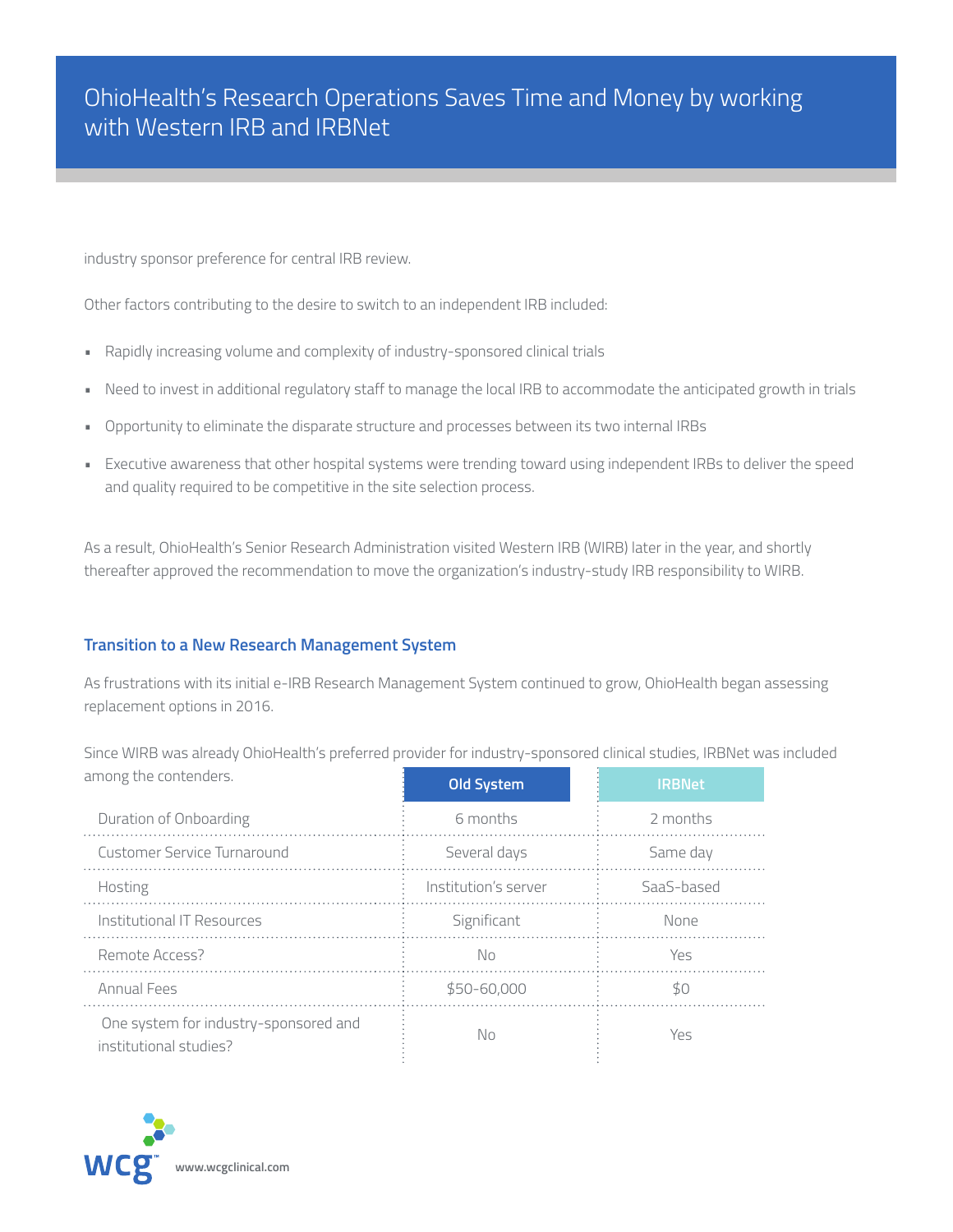industry sponsor preference for central IRB review.

Other factors contributing to the desire to switch to an independent IRB included:

- Rapidly increasing volume and complexity of industry-sponsored clinical trials
- Need to invest in additional regulatory staff to manage the local IRB to accommodate the anticipated growth in trials
- Opportunity to eliminate the disparate structure and processes between its two internal IRBs
- Executive awareness that other hospital systems were trending toward using independent IRBs to deliver the speed and quality required to be competitive in the site selection process.

As a result, OhioHealth's Senior Research Administration visited Western IRB (WIRB) later in the year, and shortly thereafter approved the recommendation to move the organization's industry-study IRB responsibility to WIRB.

### Transition to a New Research Management System

As frustrations with its initial e-IRB Research Management System continued to grow, OhioHealth began assessing replacement options in 2016.

Since WIRB was already OhioHealth's preferred provider for industry-sponsored clinical studies, IRBNet was included among the contenders.

| | Old System | IRBNet |
|---|---|---|
| Duration of Onboarding | 6 months | 2 months |
| Customer Service Turnaround | Several days | Same day |
| Hosting | Institution's server | SaaS-based |
| Institutional IT Resources | Significant | None |
| Remote Access? | No | Yes |
| Annual Fees | $50-60,000 | $0 |
| One system for industry-sponsored and institutional studies? | No | Yes |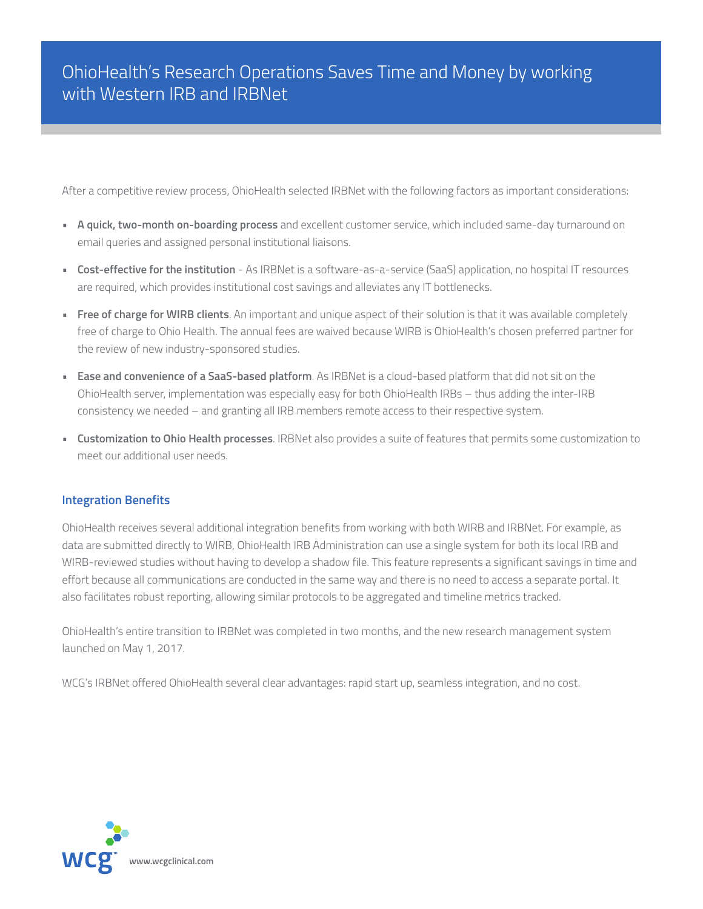# OhioHealth's Research Operations Saves Time and Money by working with Western IRB and IRBNet

After a competitive review process, OhioHealth selected IRBNet with the following factors as important considerations:

- **A quick, two-month on-boarding process** and excellent customer service, which included same-day turnaround on email queries and assigned personal institutional liaisons.
- **Cost-effective for the institution** - As IRBNet is a software-as-a-service (SaaS) application, no hospital IT resources are required, which provides institutional cost savings and alleviates any IT bottlenecks.
- **Free of charge for WIRB clients**. An important and unique aspect of their solution is that it was available completely free of charge to Ohio Health. The annual fees are waived because WIRB is OhioHealth's chosen preferred partner for the review of new industry-sponsored studies.
- **Ease and convenience of a SaaS-based platform**. As IRBNet is a cloud-based platform that did not sit on the OhioHealth server, implementation was especially easy for both OhioHealth IRBs – thus adding the inter-IRB consistency we needed – and granting all IRB members remote access to their respective system.
- **Customization to Ohio Health processes**. IRBNet also provides a suite of features that permits some customization to meet our additional user needs.

## Integration Benefits

OhioHealth receives several additional integration benefits from working with both WIRB and IRBNet. For example, as data are submitted directly to WIRB, OhioHealth IRB Administration can use a single system for both its local IRB and WIRB-reviewed studies without having to develop a shadow file. This feature represents a significant savings in time and effort because all communications are conducted in the same way and there is no need to access a separate portal. It also facilitates robust reporting, allowing similar protocols to be aggregated and timeline metrics tracked.

OhioHealth's entire transition to IRBNet was completed in two months, and the new research management system launched on May 1, 2017.

WCG's IRBNet offered OhioHealth several clear advantages: rapid start up, seamless integration, and no cost.

www.wcgclinical.com